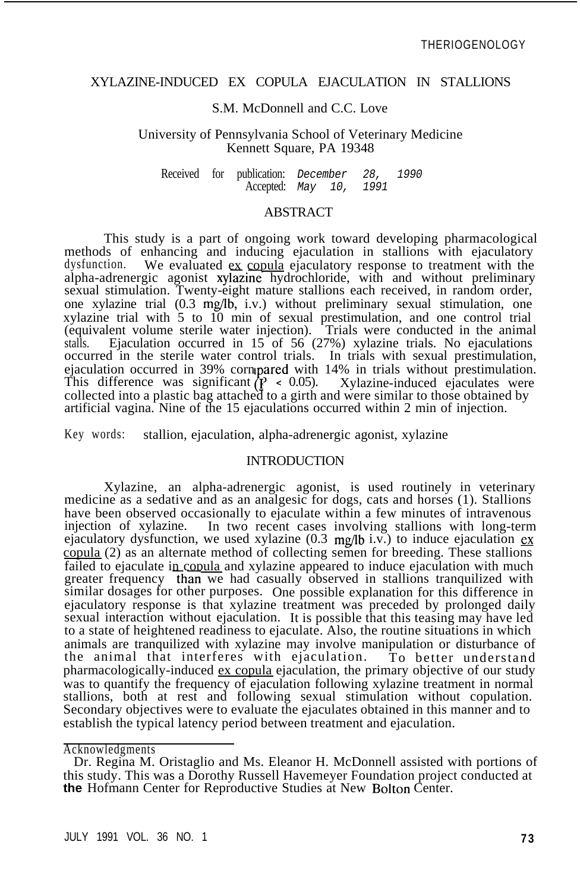# XYLAZINE-INDUCED EX COPULA EJACULATION IN STALLIONS

S.M. McDonnell and C.C. Love

University of Pennsylvania School of Veterinary Medicine
Kennett Square, PA 19348

Received for publication: *December 28, 1990*
Accepted: *May 10, 1991*

## ABSTRACT

This study is a part of ongoing work toward developing pharmacological methods of enhancing and inducing ejaculation in stallions with ejaculatory dysfunction. We evaluated ex copula ejaculatory response to treatment with the alpha-adrenergic agonist xylazine hydrochloride, with and without preliminary sexual stimulation. Twenty-eight mature stallions each received, in random order, one xylazine trial (0.3 mg/lb, i.v.) without preliminary sexual stimulation, one xylazine trial with 5 to 10 min of sexual prestimulation, and one control trial (equivalent volume sterile water injection). Trials were conducted in the animal stalls. Ejaculation occurred in 15 of 56 (27%) xylazine trials. No ejaculations occurred in the sterile water control trials. In trials with sexual prestimulation, ejaculation occurred in 39% compared with 14% in trials without prestimulation. This difference was significant ($P < 0.05$). Xylazine-induced ejaculates were collected into a plastic bag attached to a girth and were similar to those obtained by artificial vagina. Nine of the 15 ejaculations occurred within 2 min of injection.

Key words: stallion, ejaculation, alpha-adrenergic agonist, xylazine

## INTRODUCTION

Xylazine, an alpha-adrenergic agonist, is used routinely in veterinary medicine as a sedative and as an analgesic for dogs, cats and horses (1). Stallions have been observed occasionally to ejaculate within a few minutes of intravenous injection of xylazine. In two recent cases involving stallions with long-term ejaculatory dysfunction, we used xylazine (0.3 mg/lb i.v.) to induce ejaculation ex copula (2) as an alternate method of collecting semen for breeding. These stallions failed to ejaculate in copula and xylazine appeared to induce ejaculation with much greater frequency than we had casually observed in stallions tranquilized with similar dosages for other purposes. One possible explanation for this difference in ejaculatory response is that xylazine treatment was preceded by prolonged daily sexual interaction without ejaculation. It is possible that this teasing may have led to a state of heightened readiness to ejaculate. Also, the routine situations in which animals are tranquilized with xylazine may involve manipulation or disturbance of the animal that interferes with ejaculation. To better understand pharmacologically-induced ex copula ejaculation, the primary objective of our study was to quantify the frequency of ejaculation following xylazine treatment in normal stallions, both at rest and following sexual stimulation without copulation. Secondary objectives were to evaluate the ejaculates obtained in this manner and to establish the typical latency period between treatment and ejaculation.

---

Acknowledgments

Dr. Regina M. Oristaglio and Ms. Eleanor H. McDonnell assisted with portions of this study. This was a Dorothy Russell Havemeyer Foundation project conducted at **the** Hofmann Center for Reproductive Studies at New Bolton Center.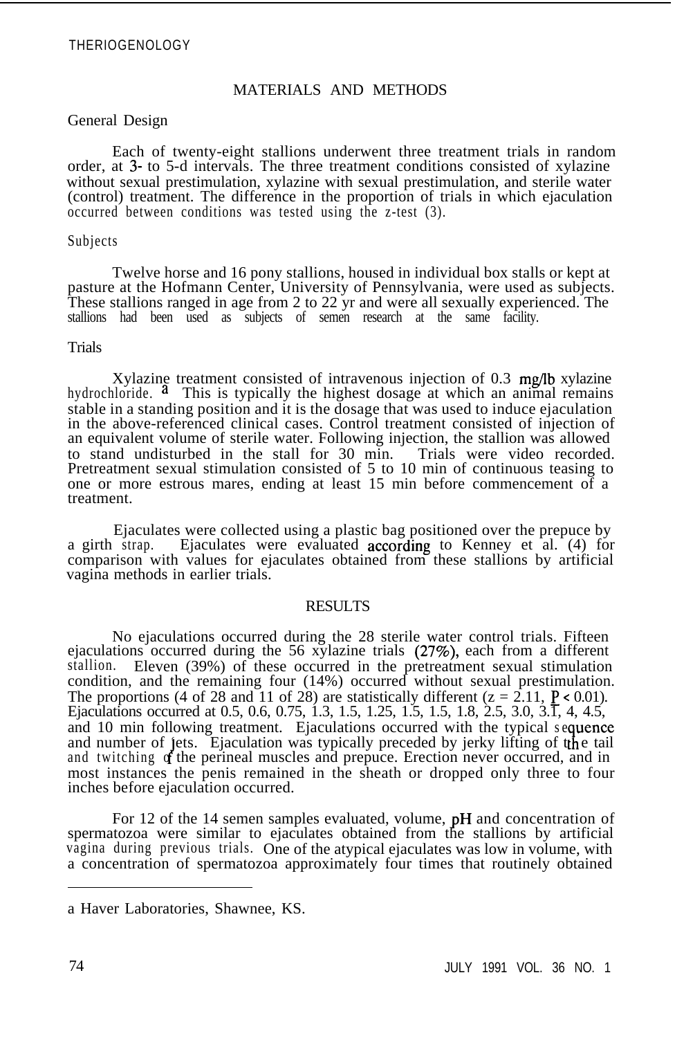## MATERIALS AND METHODS

### General Design

Each of twenty-eight stallions underwent three treatment trials in random order, at 3- to 5-d intervals. The three treatment conditions consisted of xylazine without sexual prestimulation, xylazine with sexual prestimulation, and sterile water (control) treatment. The difference in the proportion of trials in which ejaculation occurred between conditions was tested using the z-test (3).

### Subjects

Twelve horse and 16 pony stallions, housed in individual box stalls or kept at pasture at the Hofmann Center, University of Pennsylvania, were used as subjects. These stallions ranged in age from 2 to 22 yr and were all sexually experienced. The stallions had been used as subjects of semen research at the same facility.

### Trials

Xylazine treatment consisted of intravenous injection of 0.3 mg/lb xylazine hydrochloride. [a] This is typically the highest dosage at which an animal remains stable in a standing position and it is the dosage that was used to induce ejaculation in the above-referenced clinical cases. Control treatment consisted of injection of an equivalent volume of sterile water. Following injection, the stallion was allowed to stand undisturbed in the stall for 30 min. Trials were video recorded. Pretreatment sexual stimulation consisted of 5 to 10 min of continuous teasing to one or more estrous mares, ending at least 15 min before commencement of a treatment.

Ejaculates were collected using a plastic bag positioned over the prepuce by a girth strap. Ejaculates were evaluated according to Kenney et al. (4) for comparison with values for ejaculates obtained from these stallions by artificial vagina methods in earlier trials.

## RESULTS

No ejaculations occurred during the 28 sterile water control trials. Fifteen ejaculations occurred during the 56 xylazine trials (27%), each from a different stallion. Eleven (39%) of these occurred in the pretreatment sexual stimulation condition, and the remaining four (14%) occurred without sexual prestimulation. The proportions (4 of 28 and 11 of 28) are statistically different ($z = 2.11$, $P < 0.01$). Ejaculations occurred at 0.5, 0.6, 0.75, 1.3, 1.5, 1.25, 1.5, 1.5, 1.8, 2.5, 3.0, 3.1, 4, 4.5, and 10 min following treatment. Ejaculations occurred with the typical sequence and number of jets. Ejaculation was typically preceded by jerky lifting of the tail and twitching of the perineal muscles and prepuce. Erection never occurred, and in most instances the penis remained in the sheath or dropped only three to four inches before ejaculation occurred.

For 12 of the 14 semen samples evaluated, volume, pH and concentration of spermatozoa were similar to ejaculates obtained from the stallions by artificial vagina during previous trials. One of the atypical ejaculates was low in volume, with a concentration of spermatozoa approximately four times that routinely obtained

---

[a] Haver Laboratories, Shawnee, KS.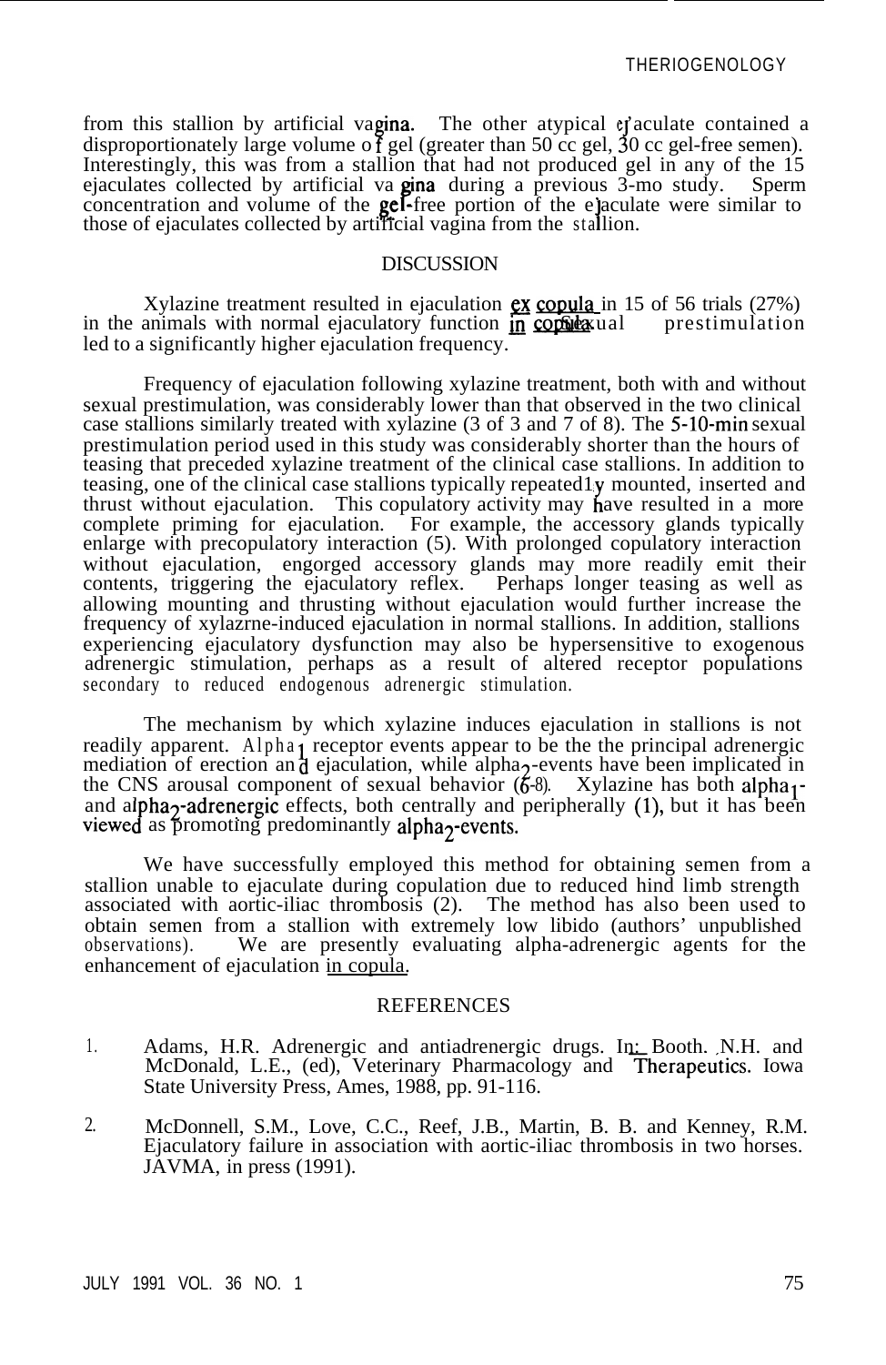from this stallion by artificial vagina. The other atypical ejaculate contained a disproportionately large volume of gel (greater than 50 cc gel, 30 cc gel-free semen). Interestingly, this was from a stallion that had not produced gel in any of the 15 ejaculates collected by artificial vagina during a previous 3-mo study. Sperm concentration and volume of the gel-free portion of the ejaculate were similar to those of ejaculates collected by artificial vagina from the stallion.

## DISCUSSION

Xylazine treatment resulted in ejaculation ex copula in 15 of 56 trials (27%) in the animals with normal ejaculatory function in copula. Sexual prestimulation led to a significantly higher ejaculation frequency.

Frequency of ejaculation following xylazine treatment, both with and without sexual prestimulation, was considerably lower than that observed in the two clinical case stallions similarly treated with xylazine (3 of 3 and 7 of 8). The 5-10-min sexual prestimulation period used in this study was considerably shorter than the hours of teasing that preceded xylazine treatment of the clinical case stallions. In addition to teasing, one of the clinical case stallions typically repeatedly mounted, inserted and thrust without ejaculation. This copulatory activity may have resulted in a more complete priming for ejaculation. For example, the accessory glands typically enlarge with precopulatory interaction (5). With prolonged copulatory interaction without ejaculation, engorged accessory glands may more readily emit their contents, triggering the ejaculatory reflex. Perhaps longer teasing as well as allowing mounting and thrusting without ejaculation would further increase the frequency of xylazrne-induced ejaculation in normal stallions. In addition, stallions experiencing ejaculatory dysfunction may also be hypersensitive to exogenous adrenergic stimulation, perhaps as a result of altered receptor populations secondary to reduced endogenous adrenergic stimulation.

The mechanism by which xylazine induces ejaculation in stallions is not readily apparent. Alpha$_1$ receptor events appear to be the the principal adrenergic mediation of erection and ejaculation, while alpha$_2$-events have been implicated in the CNS arousal component of sexual behavior (6-8). Xylazine has both alpha$_1$- and alpha$_2$-adrenergic effects, both centrally and peripherally (1), but it has been viewed as promoting predominantly alpha$_2$-events.

We have successfully employed this method for obtaining semen from a stallion unable to ejaculate during copulation due to reduced hind limb strength associated with aortic-iliac thrombosis (2). The method has also been used to obtain semen from a stallion with extremely low libido (authors' unpublished observations). We are presently evaluating alpha-adrenergic agents for the enhancement of ejaculation in copula.

## REFERENCES

1. Adams, H.R. Adrenergic and antiadrenergic drugs. In: Booth, N.H. and McDonald, L.E., (ed), Veterinary Pharmacology and Therapeutics. Iowa State University Press, Ames, 1988, pp. 91-116.

2. McDonnell, S.M., Love, C.C., Reef, J.B., Martin, B. B. and Kenney, R.M. Ejaculatory failure in association with aortic-iliac thrombosis in two horses. JAVMA, in press (1991).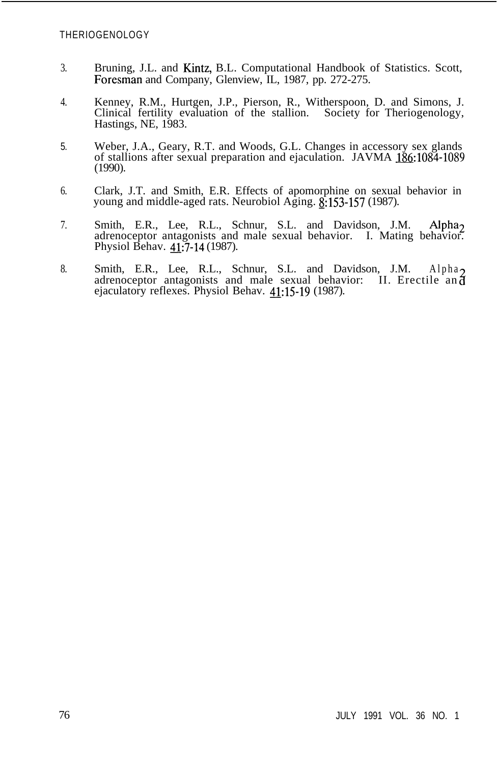3. Bruning, J.L. and Kintz, B.L. Computational Handbook of Statistics. Scott, Foresman and Company, Glenview, IL, 1987, pp. 272-275.

4. Kenney, R.M., Hurtgen, J.P., Pierson, R., Witherspoon, D. and Simons, J. Clinical fertility evaluation of the stallion. Society for Theriogenology, Hastings, NE, 1983.

5. Weber, J.A., Geary, R.T. and Woods, G.L. Changes in accessory sex glands of stallions after sexual preparation and ejaculation. JAVMA 186:1084-1089 (1990).

6. Clark, J.T. and Smith, E.R. Effects of apomorphine on sexual behavior in young and middle-aged rats. Neurobiol Aging. 8:153-157 (1987).

7. Smith, E.R., Lee, R.L., Schnur, S.L. and Davidson, J.M. $Alpha_2$ adrenoceptor antagonists and male sexual behavior. I. Mating behavior. Physiol Behav. 41:7-14 (1987).

8. Smith, E.R., Lee, R.L., Schnur, S.L. and Davidson, J.M. $Alpha_2$ adrenoceptor antagonists and male sexual behavior: II. Erectile and ejaculatory reflexes. Physiol Behav. 41:15-19 (1987).